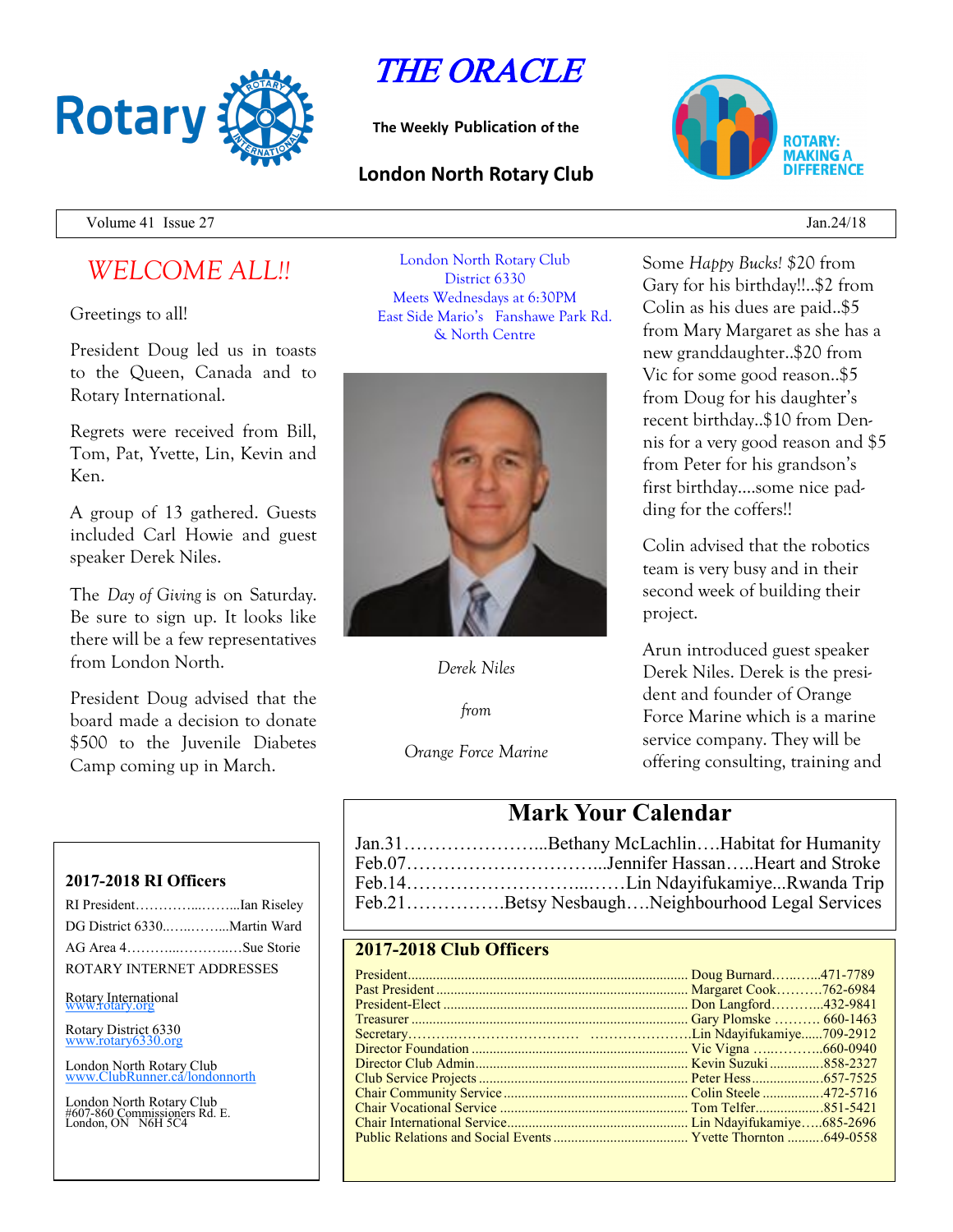# THE ORACLE

**The Weekly Publication of the**

## London North Rotary Club

Volume 41 Issue 27 — Jan.24/18

## *WELCOME ALL!!*

Greetings to all!

President Doug led us in toasts to the Queen, Canada and to Rotary International.

Regrets were received from Bill, Tom, Pat, Yvette, Lin, Kevin and Ken.

A group of 13 gathered. Guests included Carl Howie and guest speaker Derek Niles.

The *Day of Giving* is on Saturday. Be sure to sign up. It looks like there will be a few representatives from London North.

President Doug advised that the board made a decision to donate $500 to the Juvenile Diabetes Camp coming up in March.

London North Rotary Club
District 6330
Meets Wednesdays at 6:30PM
East Side Mario's Fanshawe Park Rd. & North Centre

*Derek Niles*

*from*

*Orange Force Marine*

Some *Happy Bucks!* $20 from Gary for his birthday!!..$2 from Colin as his dues are paid..$5 from Mary Margaret as she has a new granddaughter..$20 from Vic for some good reason..$5 from Doug for his daughter's recent birthday..$10 from Dennis for a very good reason and $5 from Peter for his grandson's first birthday....some nice padding for the coffers!!

Colin advised that the robotics team is very busy and in their second week of building their project.

Arun introduced guest speaker Derek Niles. Derek is the president and founder of Orange Force Marine which is a marine service company. They will be offering consulting, training and

## Mark Your Calendar

Jan.31…………………...Bethany McLachlin….Habitat for Humanity
Feb.07…………………………..Jennifer Hassan…..Heart and Stroke
Feb.14………………………...……Lin Ndayifukamiye...Rwanda Trip
Feb.21…………….Betsy Nesbaugh….Neighbourhood Legal Services

### 2017-2018 RI Officers

RI President…………..……...Ian Riseley
DG District 6330..…..……...Martin Ward
AG Area 4………..………..…Sue Storie

ROTARY INTERNET ADDRESSES

Rotary International
www.rotary.org

Rotary District 6330
www.rotary6330.org

London North Rotary Club
www.ClubRunner.ca/londonnorth

London North Rotary Club
#607-860 Commissioners Rd. E.
London, ON N6H 5C4

### 2017-2018 Club Officers

| Position | Name | Phone |
|---|---|---|
| President | Doug Burnard | 471-7789 |
| Past President | Margaret Cook | 762-6984 |
| President-Elect | Don Langford | 432-9841 |
| Treasurer | Gary Plomske | 660-1463 |
| Secretary | Lin Ndayifukamiye | 709-2912 |
| Director Foundation | Vic Vigna | 660-0940 |
| Director Club Admin | Kevin Suzuki | 858-2327 |
| Club Service Projects | Peter Hess | 657-7525 |
| Chair Community Service | Colin Steele | 472-5716 |
| Chair Vocational Service | Tom Telfer | 851-5421 |
| Chair International Service | Lin Ndayifukamiye | 685-2696 |
| Public Relations and Social Events | Yvette Thornton | 649-0558 |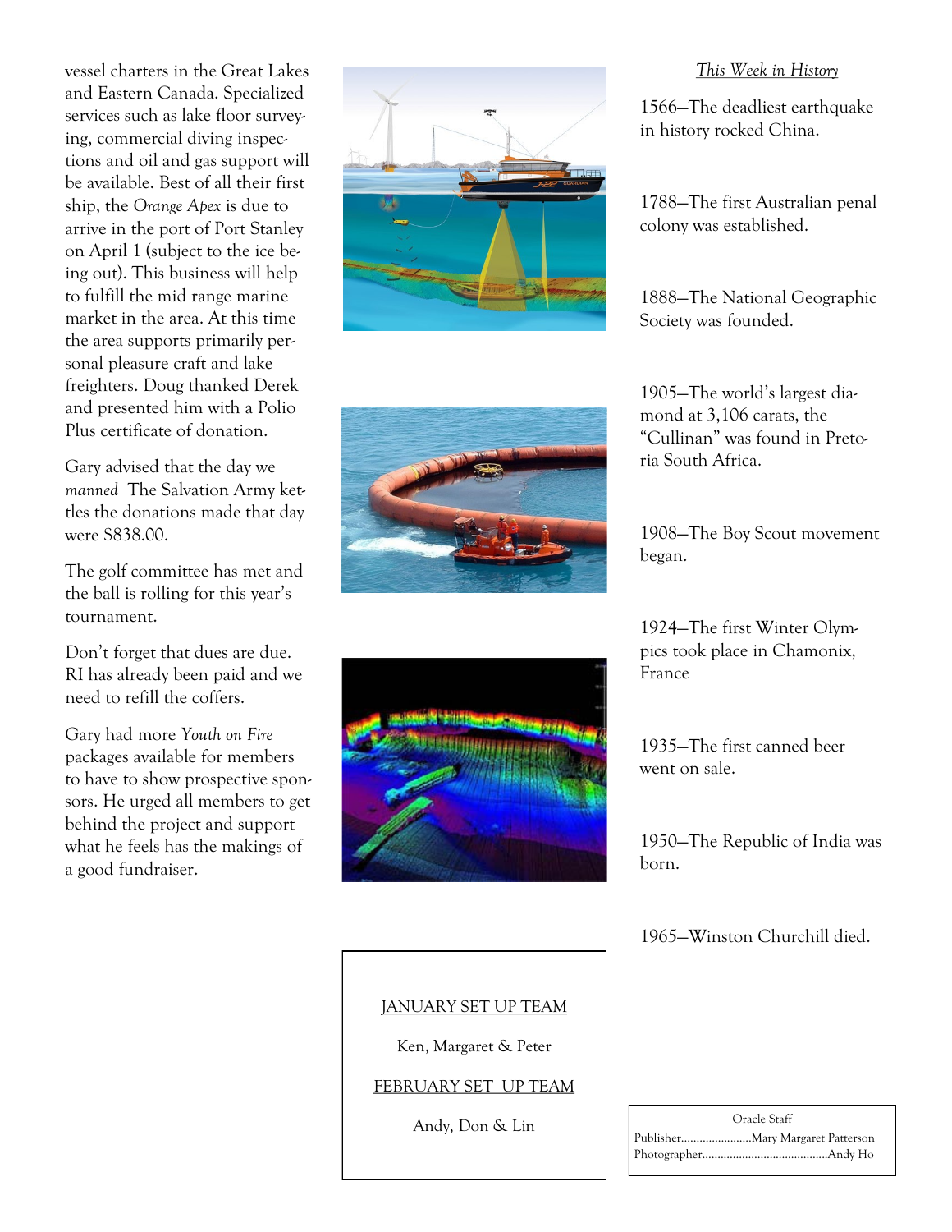vessel charters in the Great Lakes and Eastern Canada. Specialized services such as lake floor surveying, commercial diving inspections and oil and gas support will be available. Best of all their first ship, the *Orange Apex* is due to arrive in the port of Port Stanley on April 1 (subject to the ice being out). This business will help to fulfill the mid range marine market in the area. At this time the area supports primarily personal pleasure craft and lake freighters. Doug thanked Derek and presented him with a Polio Plus certificate of donation.

Gary advised that the day we *manned* The Salvation Army kettles the donations made that day were $838.00.

The golf committee has met and the ball is rolling for this year's tournament.

Don't forget that dues are due. RI has already been paid and we need to refill the coffers.

Gary had more *Youth on Fire* packages available for members to have to show prospective sponsors. He urged all members to get behind the project and support what he feels has the makings of a good fundraiser.

JANUARY SET UP TEAM

Ken, Margaret & Peter

FEBRUARY SET UP TEAM

Andy, Don & Lin

*This Week in History*

1566—The deadliest earthquake in history rocked China.

1788—The first Australian penal colony was established.

1888—The National Geographic Society was founded.

1905—The world's largest diamond at 3,106 carats, the "Cullinan" was found in Pretoria South Africa.

1908—The Boy Scout movement began.

1924—The first Winter Olympics took place in Chamonix, France

1935—The first canned beer went on sale.

1950—The Republic of India was born.

1965—Winston Churchill died.

Oracle Staff

Publisher.......................Mary Margaret Patterson
Photographer.........................................Andy Ho